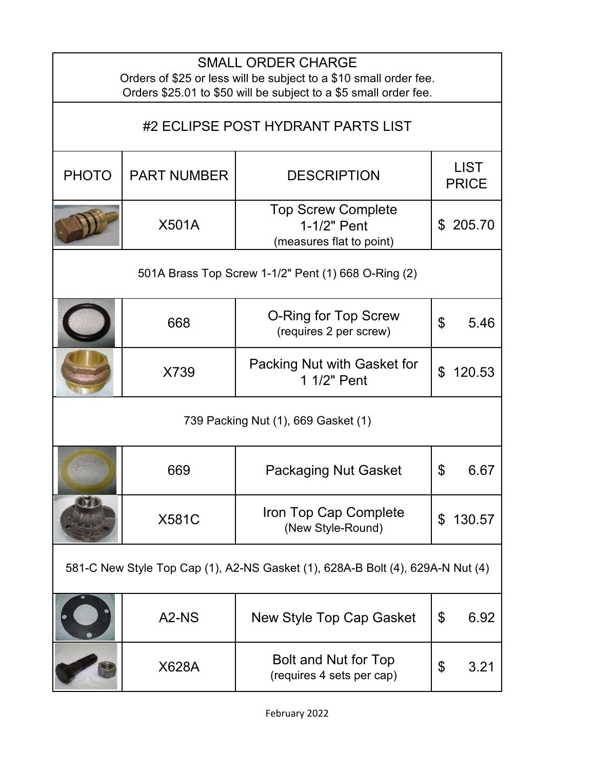| SMALL ORDER CHARGE<br>Orders of $25 or less will be subject to a $10 small order fee.<br>Orders $25.01 to $50 will be subject to a $5 small order fee. | | | |
|---|---|---|---|
| #2 ECLIPSE POST HYDRANT PARTS LIST | | | |
| PHOTO | PART NUMBER | DESCRIPTION | LIST PRICE |
| | X501A | Top Screw Complete<br>1-1/2" Pent<br>(measures flat to point) | $ 205.70 |
| 501A Brass Top Screw 1-1/2" Pent (1) 668 O-Ring (2) | | | |
| | 668 | O-Ring for Top Screw<br>(requires 2 per screw) | $ 5.46 |
| | X739 | Packing Nut with Gasket for 1 1/2" Pent | $ 120.53 |
| 739 Packing Nut (1), 669 Gasket (1) | | | |
| | 669 | Packaging Nut Gasket | $ 6.67 |
| | X581C | Iron Top Cap Complete<br>(New Style-Round) | $ 130.57 |
| 581-C New Style Top Cap (1), A2-NS Gasket (1), 628A-B Bolt (4), 629A-N Nut (4) | | | |
| | A2-NS | New Style Top Cap Gasket | $ 6.92 |
| | X628A | Bolt and Nut for Top<br>(requires 4 sets per cap) | $ 3.21 |

February 2022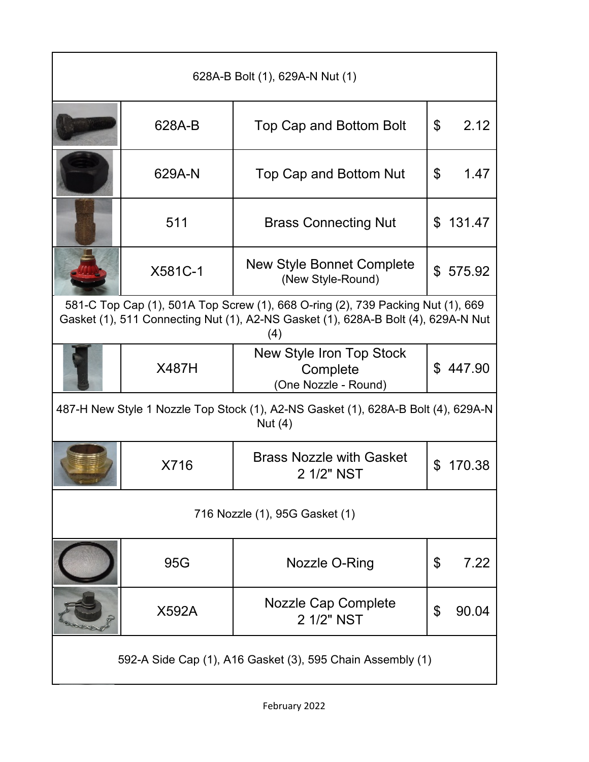| | Part No. | Description | Price |
|---|---|---|---|
| 628A-B Bolt (1), 629A-N Nut (1) | | | |
| | 628A-B | Top Cap and Bottom Bolt | $ 2.12 |
| | 629A-N | Top Cap and Bottom Nut | $ 1.47 |
| | 511 | Brass Connecting Nut | $ 131.47 |
| | X581C-1 | New Style Bonnet Complete (New Style-Round) | $ 575.92 |
| 581-C Top Cap (1), 501A Top Screw (1), 668 O-ring (2), 739 Packing Nut (1), 669 Gasket (1), 511 Connecting Nut (1), A2-NS Gasket (1), 628A-B Bolt (4), 629A-N Nut (4) | | | |
| | X487H | New Style Iron Top Stock Complete (One Nozzle - Round) | $ 447.90 |
| 487-H New Style 1 Nozzle Top Stock (1), A2-NS Gasket (1), 628A-B Bolt (4), 629A-N Nut (4) | | | |
| | X716 | Brass Nozzle with Gasket 2 1/2" NST | $ 170.38 |
| 716 Nozzle (1), 95G Gasket (1) | | | |
| | 95G | Nozzle O-Ring | $ 7.22 |
| | X592A | Nozzle Cap Complete 2 1/2" NST | $ 90.04 |
| 592-A Side Cap (1), A16 Gasket (3), 595 Chain Assembly (1) | | | |

February 2022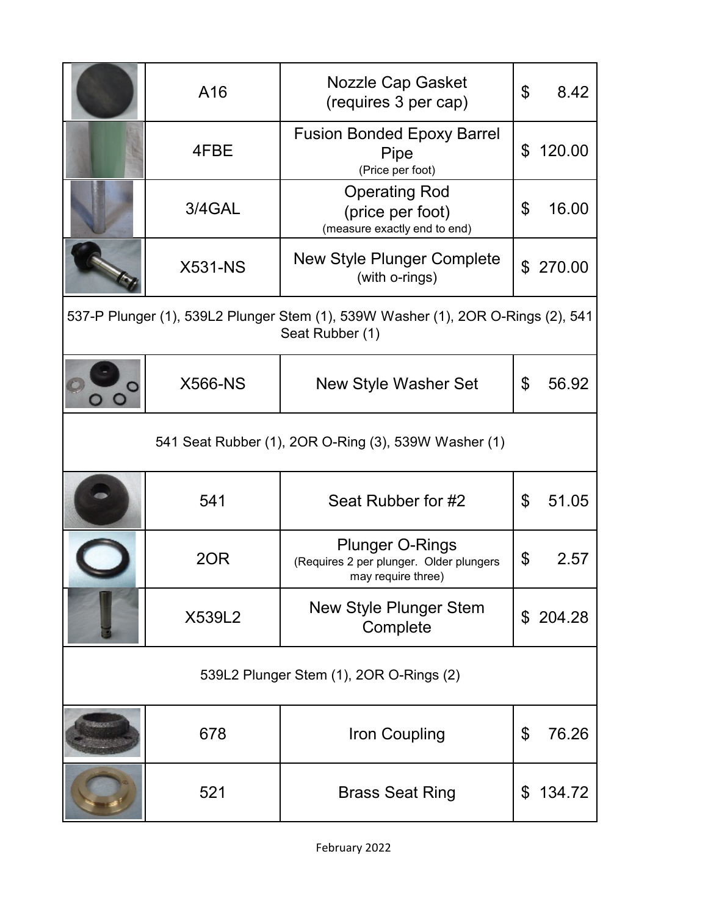| | | | |
|---|---|---|---|
| | A16 | Nozzle Cap Gasket (requires 3 per cap) | $ 8.42 |
| | 4FBE | Fusion Bonded Epoxy Barrel Pipe (Price per foot) | $ 120.00 |
| | 3/4GAL | Operating Rod (price per foot) (measure exactly end to end) | $ 16.00 |
| | X531-NS | New Style Plunger Complete (with o-rings) | $ 270.00 |
| 537-P Plunger (1), 539L2 Plunger Stem (1), 539W Washer (1), 2OR O-Rings (2), 541 Seat Rubber (1) | | | |
| | X566-NS | New Style Washer Set | $ 56.92 |
| 541 Seat Rubber (1), 2OR O-Ring (3), 539W Washer (1) | | | |
| | 541 | Seat Rubber for #2 | $ 51.05 |
| | 2OR | Plunger O-Rings (Requires 2 per plunger. Older plungers may require three) | $ 2.57 |
| | X539L2 | New Style Plunger Stem Complete | $ 204.28 |
| 539L2 Plunger Stem (1), 2OR O-Rings (2) | | | |
| | 678 | Iron Coupling | $ 76.26 |
| | 521 | Brass Seat Ring | $ 134.72 |

February 2022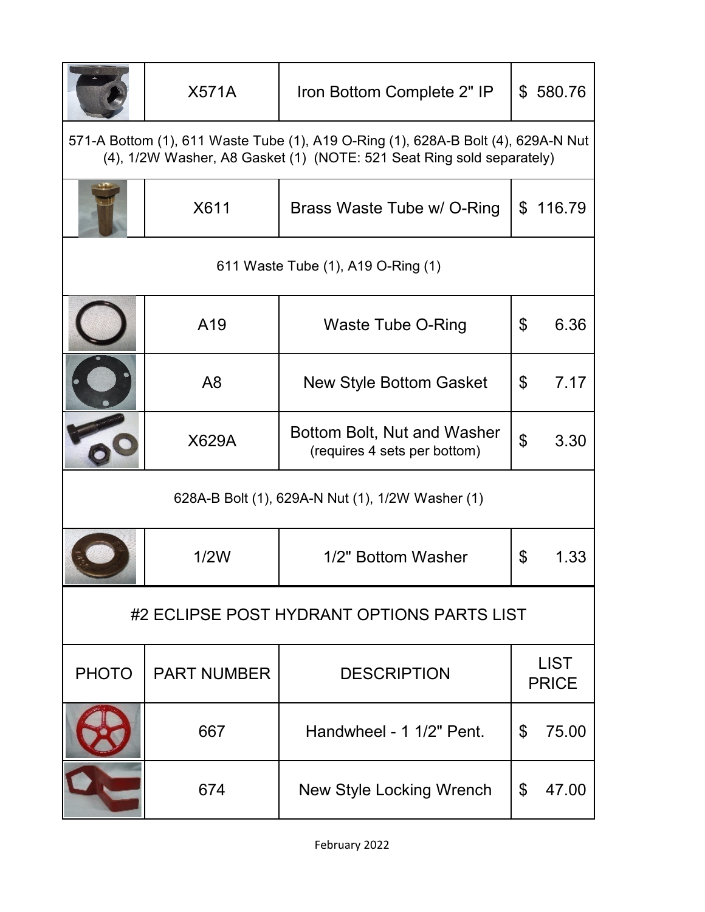| PHOTO | PART NUMBER | DESCRIPTION | LIST PRICE |
|---|---|---|---|
| | X571A | Iron Bottom Complete 2" IP | $ 580.76 |
| 571-A Bottom (1), 611 Waste Tube (1), A19 O-Ring (1), 628A-B Bolt (4), 629A-N Nut (4), 1/2W Washer, A8 Gasket (1) (NOTE: 521 Seat Ring sold separately) | | | |
| | X611 | Brass Waste Tube w/ O-Ring | $ 116.79 |
| 611 Waste Tube (1), A19 O-Ring (1) | | | |
| | A19 | Waste Tube O-Ring | $ 6.36 |
| | A8 | New Style Bottom Gasket | $ 7.17 |
| | X629A | Bottom Bolt, Nut and Washer (requires 4 sets per bottom) | $ 3.30 |
| 628A-B Bolt (1), 629A-N Nut (1), 1/2W Washer (1) | | | |
| | 1/2W | 1/2" Bottom Washer | $ 1.33 |

## #2 ECLIPSE POST HYDRANT OPTIONS PARTS LIST

| PHOTO | PART NUMBER | DESCRIPTION | LIST PRICE |
|---|---|---|---|
| | 667 | Handwheel - 1 1/2" Pent. | $ 75.00 |
| | 674 | New Style Locking Wrench | $ 47.00 |

February 2022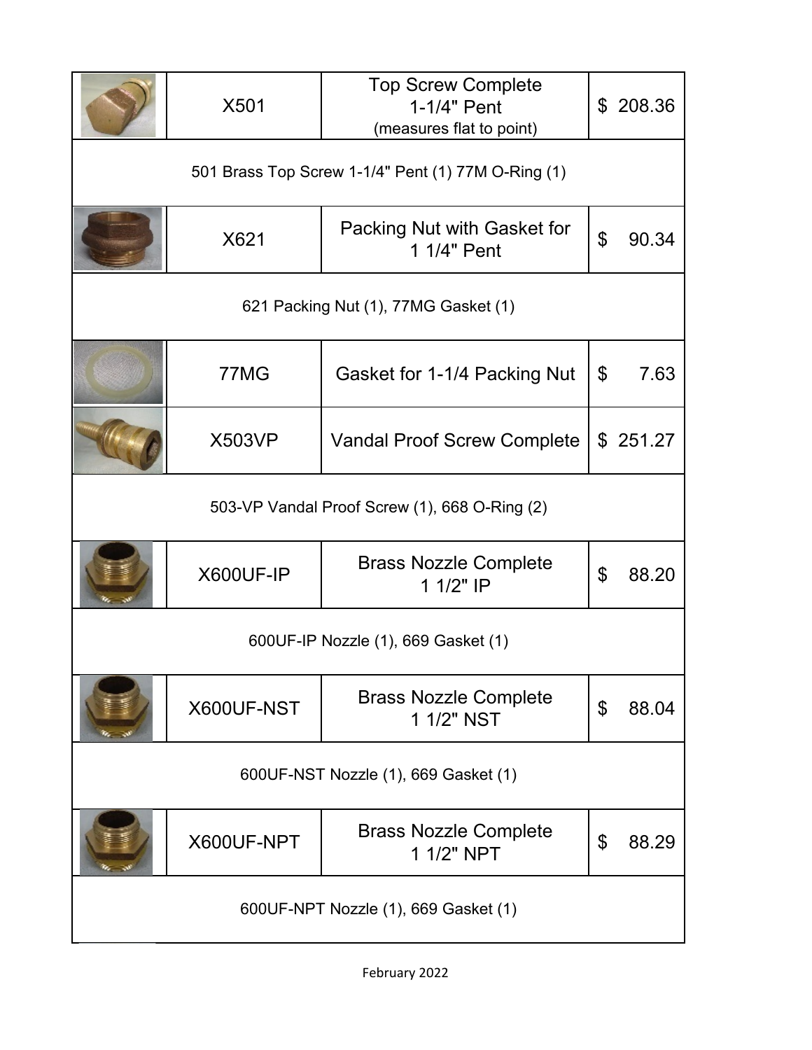| | Part No. | Description | Price |
|---|---|---|---|
| | X501 | Top Screw Complete 1-1/4" Pent (measures flat to point) | $ 208.36 |
| 501 Brass Top Screw 1-1/4" Pent (1) 77M O-Ring (1) | | | |
| | X621 | Packing Nut with Gasket for 1 1/4" Pent | $ 90.34 |
| 621 Packing Nut (1), 77MG Gasket (1) | | | |
| | 77MG | Gasket for 1-1/4 Packing Nut | $ 7.63 |
| | X503VP | Vandal Proof Screw Complete | $ 251.27 |
| 503-VP Vandal Proof Screw (1), 668 O-Ring (2) | | | |
| | X600UF-IP | Brass Nozzle Complete 1 1/2" IP | $ 88.20 |
| 600UF-IP Nozzle (1), 669 Gasket (1) | | | |
| | X600UF-NST | Brass Nozzle Complete 1 1/2" NST | $ 88.04 |
| 600UF-NST Nozzle (1), 669 Gasket (1) | | | |
| | X600UF-NPT | Brass Nozzle Complete 1 1/2" NPT | $ 88.29 |
| 600UF-NPT Nozzle (1), 669 Gasket (1) | | | |

February 2022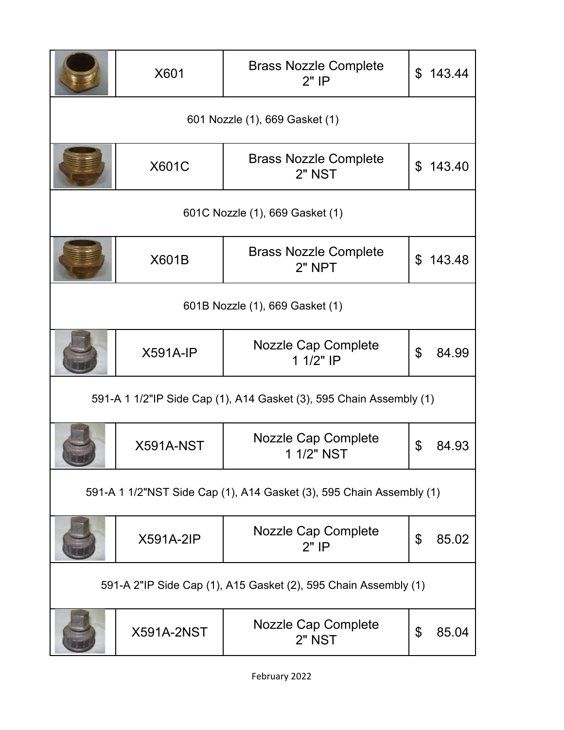| | | | |
|---|---|---|---|
| | X601 | Brass Nozzle Complete 2" IP | $ 143.44 |
| 601 Nozzle (1), 669 Gasket (1) | | | |
| | X601C | Brass Nozzle Complete 2" NST | $ 143.40 |
| 601C Nozzle (1), 669 Gasket (1) | | | |
| | X601B | Brass Nozzle Complete 2" NPT | $ 143.48 |
| 601B Nozzle (1), 669 Gasket (1) | | | |
| | X591A-IP | Nozzle Cap Complete 1 1/2" IP | $ 84.99 |
| 591-A 1 1/2"IP Side Cap (1), A14 Gasket (3), 595 Chain Assembly (1) | | | |
| | X591A-NST | Nozzle Cap Complete 1 1/2" NST | $ 84.93 |
| 591-A 1 1/2"NST Side Cap (1), A14 Gasket (3), 595 Chain Assembly (1) | | | |
| | X591A-2IP | Nozzle Cap Complete 2" IP | $ 85.02 |
| 591-A 2"IP Side Cap (1), A15 Gasket (2), 595 Chain Assembly (1) | | | |
| | X591A-2NST | Nozzle Cap Complete 2" NST | $ 85.04 |

February 2022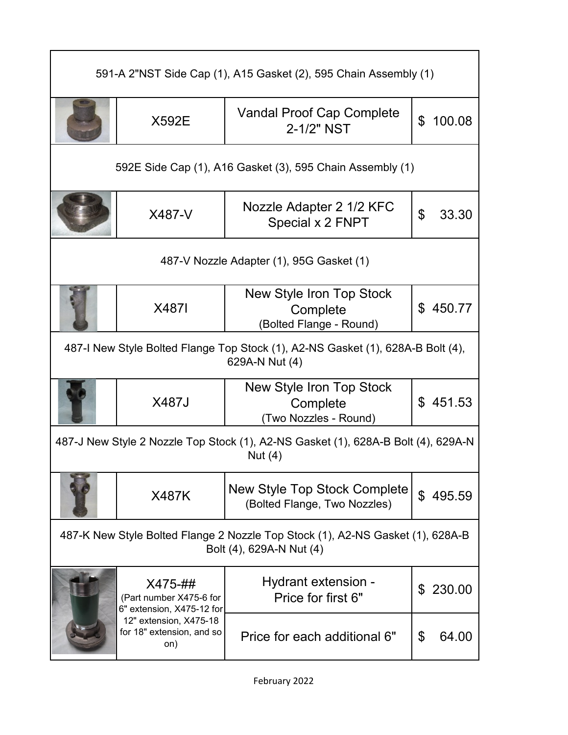| | | | |
|---|---|---|---|
| 591-A 2"NST Side Cap (1), A15 Gasket (2), 595 Chain Assembly (1) | | | |
| | X592E | Vandal Proof Cap Complete 2-1/2" NST | $ 100.08 |
| 592E Side Cap (1), A16 Gasket (3), 595 Chain Assembly (1) | | | |
| | X487-V | Nozzle Adapter 2 1/2 KFC Special x 2 FNPT | $ 33.30 |
| 487-V Nozzle Adapter (1), 95G Gasket (1) | | | |
| | X487I | New Style Iron Top Stock Complete (Bolted Flange - Round) | $ 450.77 |
| 487-I New Style Bolted Flange Top Stock (1), A2-NS Gasket (1), 628A-B Bolt (4), 629A-N Nut (4) | | | |
| | X487J | New Style Iron Top Stock Complete (Two Nozzles - Round) | $ 451.53 |
| 487-J New Style 2 Nozzle Top Stock (1), A2-NS Gasket (1), 628A-B Bolt (4), 629A-N Nut (4) | | | |
| | X487K | New Style Top Stock Complete (Bolted Flange, Two Nozzles) | $ 495.59 |
| 487-K New Style Bolted Flange 2 Nozzle Top Stock (1), A2-NS Gasket (1), 628A-B Bolt (4), 629A-N Nut (4) | | | |
| | X475-## (Part number X475-6 for 6" extension, X475-12 for 12" extension, X475-18 for 18" extension, and so on) | Hydrant extension - Price for first 6" | $ 230.00 |
| | | Price for each additional 6" | $ 64.00 |

February 2022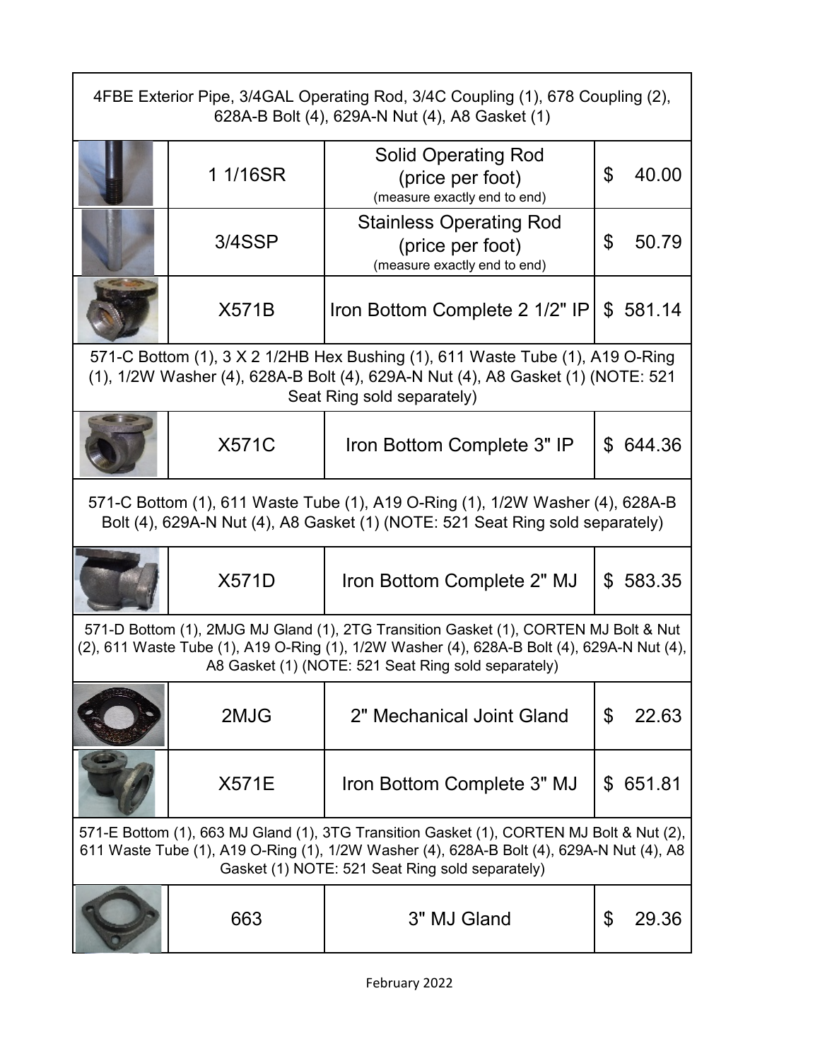| | | | |
|---|---|---|---|
| 4FBE Exterior Pipe, 3/4GAL Operating Rod, 3/4C Coupling (1), 678 Coupling (2), 628A-B Bolt (4), 629A-N Nut (4), A8 Gasket (1) | | | |
| | 1 1/16SR | Solid Operating Rod (price per foot) (measure exactly end to end) | $ 40.00 |
| | 3/4SSP | Stainless Operating Rod (price per foot) (measure exactly end to end) | $ 50.79 |
| | X571B | Iron Bottom Complete 2 1/2" IP | $ 581.14 |
| 571-C Bottom (1), 3 X 2 1/2HB Hex Bushing (1), 611 Waste Tube (1), A19 O-Ring (1), 1/2W Washer (4), 628A-B Bolt (4), 629A-N Nut (4), A8 Gasket (1) (NOTE: 521 Seat Ring sold separately) | | | |
| | X571C | Iron Bottom Complete 3" IP | $ 644.36 |
| 571-C Bottom (1), 611 Waste Tube (1), A19 O-Ring (1), 1/2W Washer (4), 628A-B Bolt (4), 629A-N Nut (4), A8 Gasket (1) (NOTE: 521 Seat Ring sold separately) | | | |
| | X571D | Iron Bottom Complete 2" MJ | $ 583.35 |
| 571-D Bottom (1), 2MJG MJ Gland (1), 2TG Transition Gasket (1), CORTEN MJ Bolt & Nut (2), 611 Waste Tube (1), A19 O-Ring (1), 1/2W Washer (4), 628A-B Bolt (4), 629A-N Nut (4), A8 Gasket (1) (NOTE: 521 Seat Ring sold separately) | | | |
| | 2MJG | 2" Mechanical Joint Gland | $ 22.63 |
| | X571E | Iron Bottom Complete 3" MJ | $ 651.81 |
| 571-E Bottom (1), 663 MJ Gland (1), 3TG Transition Gasket (1), CORTEN MJ Bolt & Nut (2), 611 Waste Tube (1), A19 O-Ring (1), 1/2W Washer (4), 628A-B Bolt (4), 629A-N Nut (4), A8 Gasket (1) NOTE: 521 Seat Ring sold separately) | | | |
| | 663 | 3" MJ Gland | $ 29.36 |

February 2022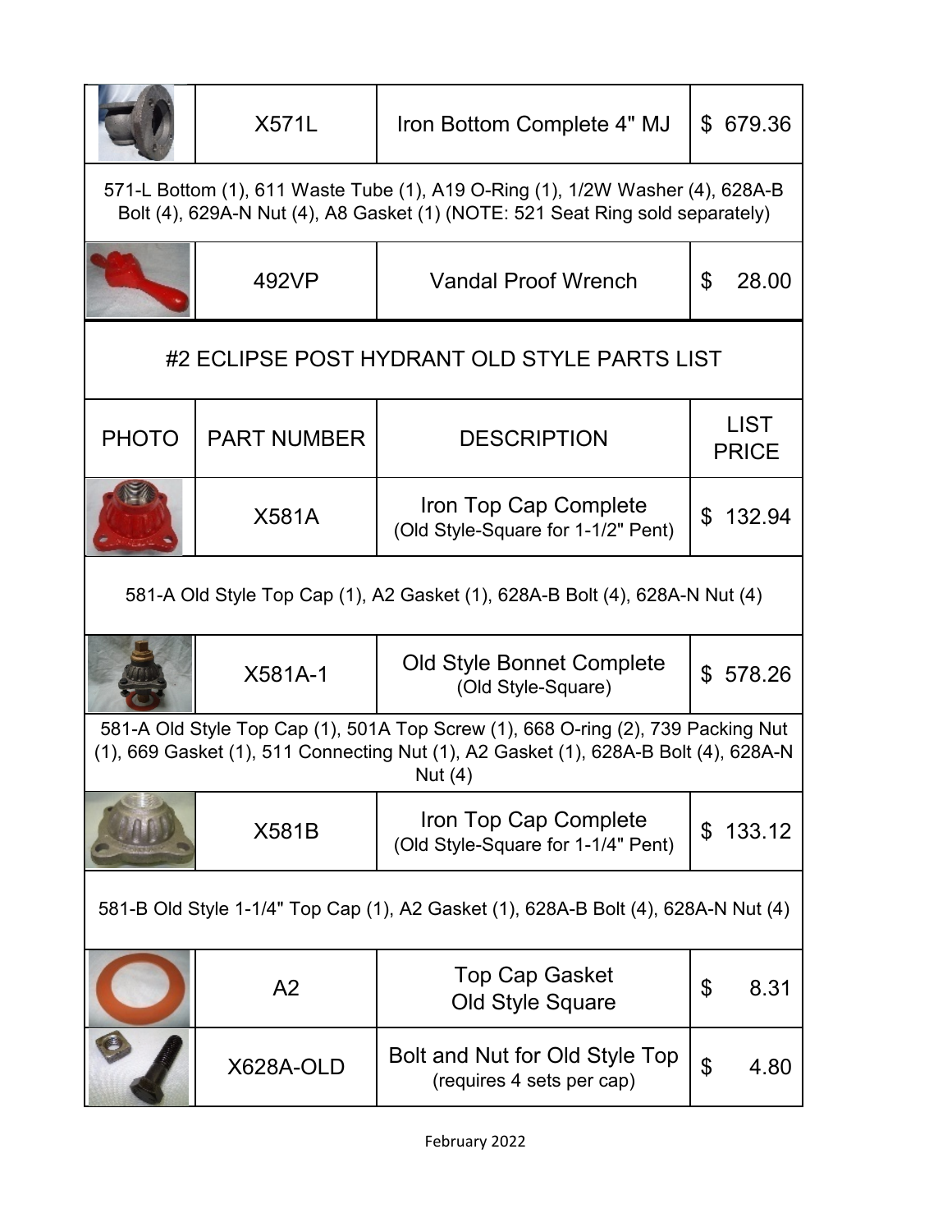| PHOTO | PART NUMBER | DESCRIPTION | LIST PRICE |
|---|---|---|---|
| | X571L | Iron Bottom Complete 4" MJ | $ 679.36 |
| 571-L Bottom (1), 611 Waste Tube (1), A19 O-Ring (1), 1/2W Washer (4), 628A-B Bolt (4), 629A-N Nut (4), A8 Gasket (1) (NOTE: 521 Seat Ring sold separately) | | | |
| | 492VP | Vandal Proof Wrench | $ 28.00 |

## #2 ECLIPSE POST HYDRANT OLD STYLE PARTS LIST

| PHOTO | PART NUMBER | DESCRIPTION | LIST PRICE |
|---|---|---|---|
| | X581A | Iron Top Cap Complete (Old Style-Square for 1-1/2" Pent) | $ 132.94 |
| 581-A Old Style Top Cap (1), A2 Gasket (1), 628A-B Bolt (4), 628A-N Nut (4) | | | |
| | X581A-1 | Old Style Bonnet Complete (Old Style-Square) | $ 578.26 |
| 581-A Old Style Top Cap (1), 501A Top Screw (1), 668 O-ring (2), 739 Packing Nut (1), 669 Gasket (1), 511 Connecting Nut (1), A2 Gasket (1), 628A-B Bolt (4), 628A-N Nut (4) | | | |
| | X581B | Iron Top Cap Complete (Old Style-Square for 1-1/4" Pent) | $ 133.12 |
| 581-B Old Style 1-1/4" Top Cap (1), A2 Gasket (1), 628A-B Bolt (4), 628A-N Nut (4) | | | |
| | A2 | Top Cap Gasket Old Style Square | $ 8.31 |
| | X628A-OLD | Bolt and Nut for Old Style Top (requires 4 sets per cap) | $ 4.80 |

February 2022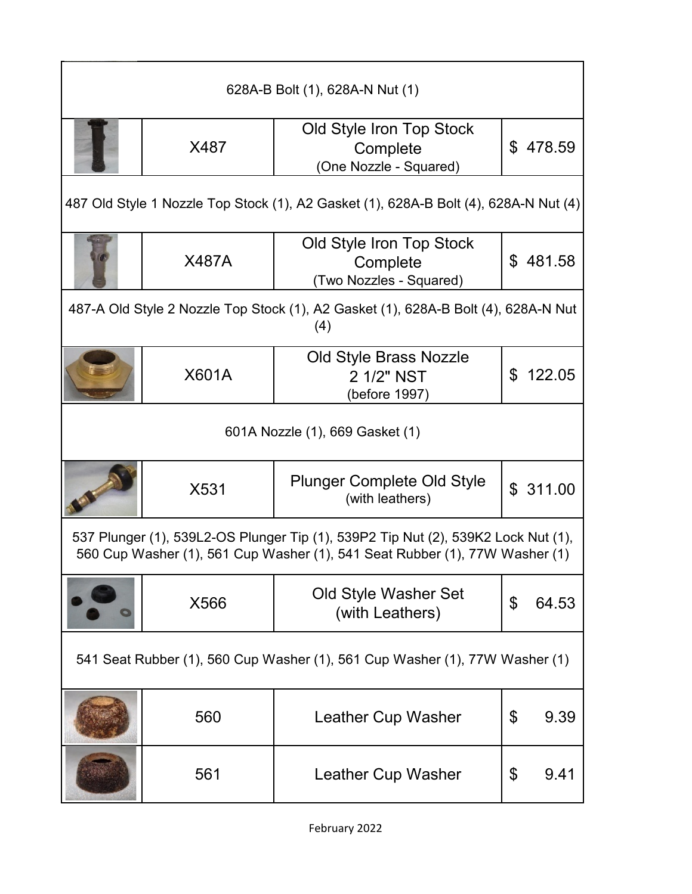| | | | |
|---|---|---|---|
| 628A-B Bolt (1), 628A-N Nut (1) | | | |
| | X487 | Old Style Iron Top Stock Complete (One Nozzle - Squared) | $ 478.59 |
| 487 Old Style 1 Nozzle Top Stock (1), A2 Gasket (1), 628A-B Bolt (4), 628A-N Nut (4) | | | |
| | X487A | Old Style Iron Top Stock Complete (Two Nozzles - Squared) | $ 481.58 |
| 487-A Old Style 2 Nozzle Top Stock (1), A2 Gasket (1), 628A-B Bolt (4), 628A-N Nut (4) | | | |
| | X601A | Old Style Brass Nozzle 2 1/2" NST (before 1997) | $ 122.05 |
| 601A Nozzle (1), 669 Gasket (1) | | | |
| | X531 | Plunger Complete Old Style (with leathers) | $ 311.00 |
| 537 Plunger (1), 539L2-OS Plunger Tip (1), 539P2 Tip Nut (2), 539K2 Lock Nut (1), 560 Cup Washer (1), 561 Cup Washer (1), 541 Seat Rubber (1), 77W Washer (1) | | | |
| | X566 | Old Style Washer Set (with Leathers) | $ 64.53 |
| 541 Seat Rubber (1), 560 Cup Washer (1), 561 Cup Washer (1), 77W Washer (1) | | | |
| | 560 | Leather Cup Washer | $ 9.39 |
| | 561 | Leather Cup Washer | $ 9.41 |

February 2022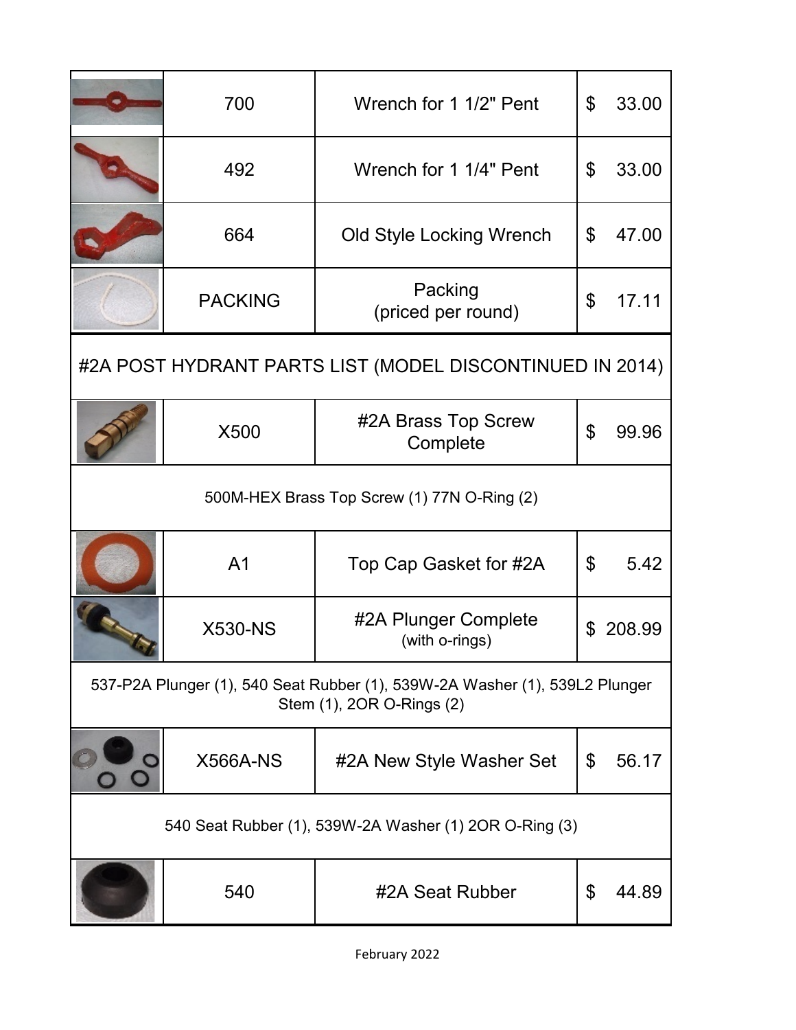| | Part # | Description | Price |
|---|---|---|---|
| | 700 | Wrench for 1 1/2" Pent | $ 33.00 |
| | 492 | Wrench for 1 1/4" Pent | $ 33.00 |
| | 664 | Old Style Locking Wrench | $ 47.00 |
| | PACKING | Packing (priced per round) | $ 17.11 |

## #2A POST HYDRANT PARTS LIST (MODEL DISCONTINUED IN 2014)

| | Part # | Description | Price |
|---|---|---|---|
| | X500 | #2A Brass Top Screw Complete | $ 99.96 |
| 500M-HEX Brass Top Screw (1) 77N O-Ring (2) | | | |
| | A1 | Top Cap Gasket for #2A | $ 5.42 |
| | X530-NS | #2A Plunger Complete (with o-rings) | $ 208.99 |
| 537-P2A Plunger (1), 540 Seat Rubber (1), 539W-2A Washer (1), 539L2 Plunger Stem (1), 2OR O-Rings (2) | | | |
| | X566A-NS | #2A New Style Washer Set | $ 56.17 |
| 540 Seat Rubber (1), 539W-2A Washer (1) 2OR O-Ring (3) | | | |
| | 540 | #2A Seat Rubber | $ 44.89 |

February 2022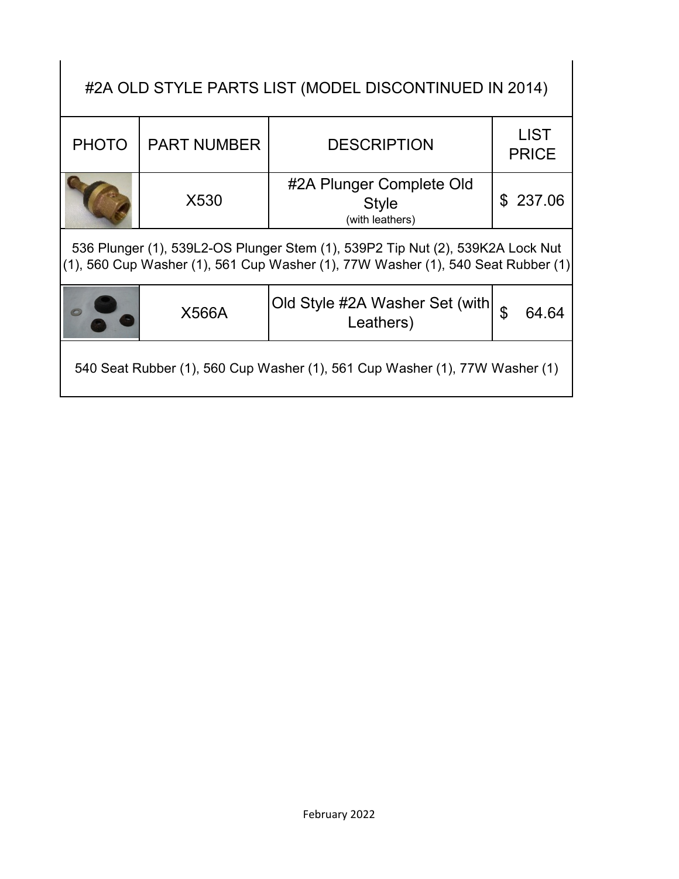| #2A OLD STYLE PARTS LIST (MODEL DISCONTINUED IN 2014) | | | |
|---|---|---|---|
| PHOTO | PART NUMBER | DESCRIPTION | LIST PRICE |
| | X530 | #2A Plunger Complete Old Style (with leathers) | $ 237.06 |
| 536 Plunger (1), 539L2-OS Plunger Stem (1), 539P2 Tip Nut (2), 539K2A Lock Nut (1), 560 Cup Washer (1), 561 Cup Washer (1), 77W Washer (1), 540 Seat Rubber (1) | | | |
| | X566A | Old Style #2A Washer Set (with Leathers) | $ 64.64 |
| 540 Seat Rubber (1), 560 Cup Washer (1), 561 Cup Washer (1), 77W Washer (1) | | | |

February 2022